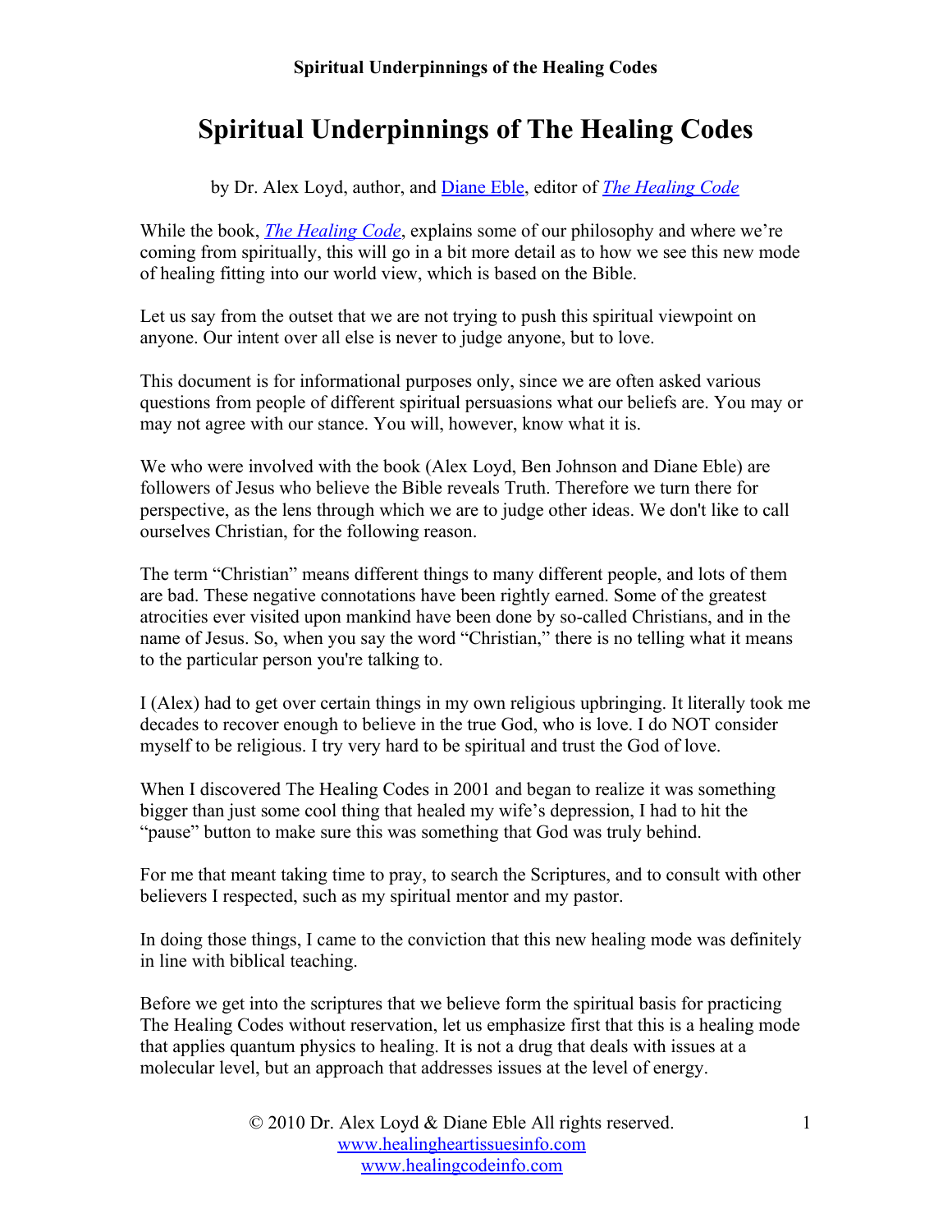# Spiritual Underpinnings of The Healing Codes

by Dr. Alex Loyd, author, and Diane Eble, editor of *The Healing Code*

While the book, *The Healing Code*, explains some of our philosophy and where we're coming from spiritually, this will go in a bit more detail as to how we see this new mode of healing fitting into our world view, which is based on the Bible.

Let us say from the outset that we are not trying to push this spiritual viewpoint on anyone. Our intent over all else is never to judge anyone, but to love.

This document is for informational purposes only, since we are often asked various questions from people of different spiritual persuasions what our beliefs are. You may or may not agree with our stance. You will, however, know what it is.

We who were involved with the book (Alex Loyd, Ben Johnson and Diane Eble) are followers of Jesus who believe the Bible reveals Truth. Therefore we turn there for perspective, as the lens through which we are to judge other ideas. We don't like to call ourselves Christian, for the following reason.

The term "Christian" means different things to many different people, and lots of them are bad. These negative connotations have been rightly earned. Some of the greatest atrocities ever visited upon mankind have been done by so-called Christians, and in the name of Jesus. So, when you say the word "Christian," there is no telling what it means to the particular person you're talking to.

I (Alex) had to get over certain things in my own religious upbringing. It literally took me decades to recover enough to believe in the true God, who is love. I do NOT consider myself to be religious. I try very hard to be spiritual and trust the God of love.

When I discovered The Healing Codes in 2001 and began to realize it was something bigger than just some cool thing that healed my wife's depression, I had to hit the "pause" button to make sure this was something that God was truly behind.

For me that meant taking time to pray, to search the Scriptures, and to consult with other believers I respected, such as my spiritual mentor and my pastor.

In doing those things, I came to the conviction that this new healing mode was definitely in line with biblical teaching.

Before we get into the scriptures that we believe form the spiritual basis for practicing The Healing Codes without reservation, let us emphasize first that this is a healing mode that applies quantum physics to healing. It is not a drug that deals with issues at a molecular level, but an approach that addresses issues at the level of energy.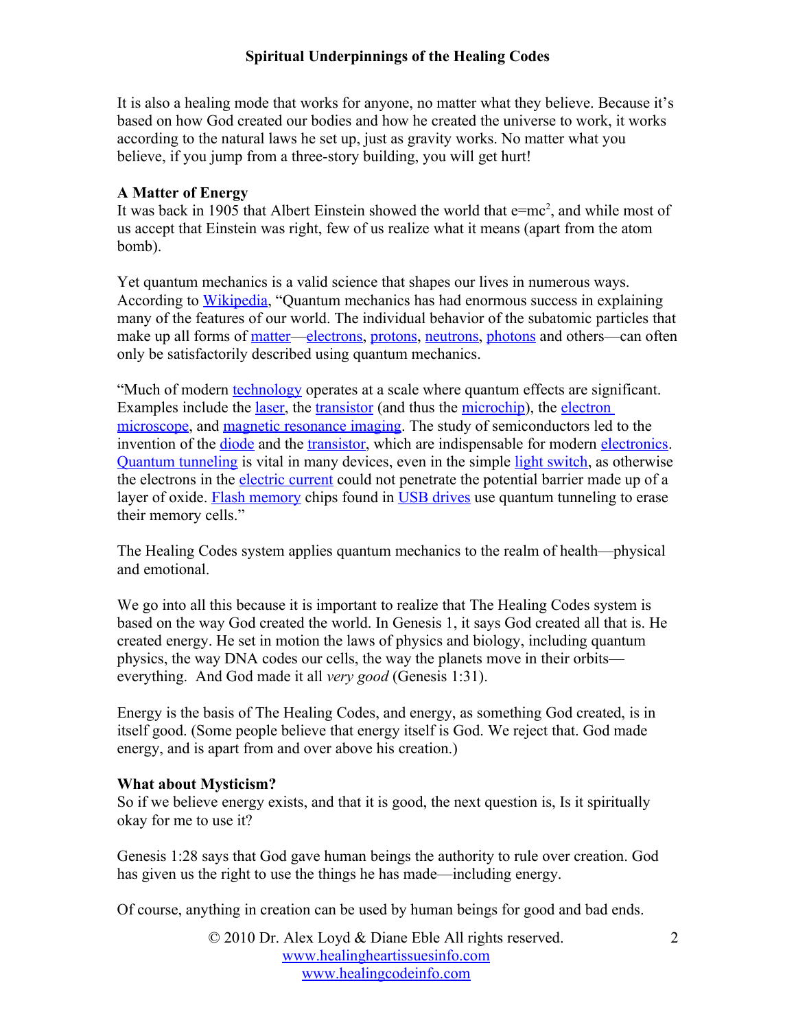It is also a healing mode that works for anyone, no matter what they believe. Because it's based on how God created our bodies and how he created the universe to work, it works according to the natural laws he set up, just as gravity works. No matter what you believe, if you jump from a three-story building, you will get hurt!

**A Matter of Energy**

It was back in 1905 that Albert Einstein showed the world that $e=mc^2$, and while most of us accept that Einstein was right, few of us realize what it means (apart from the atom bomb).

Yet quantum mechanics is a valid science that shapes our lives in numerous ways. According to Wikipedia, "Quantum mechanics has had enormous success in explaining many of the features of our world. The individual behavior of the subatomic particles that make up all forms of matter—electrons, protons, neutrons, photons and others—can often only be satisfactorily described using quantum mechanics.

"Much of modern technology operates at a scale where quantum effects are significant. Examples include the laser, the transistor (and thus the microchip), the electron microscope, and magnetic resonance imaging. The study of semiconductors led to the invention of the diode and the transistor, which are indispensable for modern electronics. Quantum tunneling is vital in many devices, even in the simple light switch, as otherwise the electrons in the electric current could not penetrate the potential barrier made up of a layer of oxide. Flash memory chips found in USB drives use quantum tunneling to erase their memory cells."

The Healing Codes system applies quantum mechanics to the realm of health—physical and emotional.

We go into all this because it is important to realize that The Healing Codes system is based on the way God created the world. In Genesis 1, it says God created all that is. He created energy. He set in motion the laws of physics and biology, including quantum physics, the way DNA codes our cells, the way the planets move in their orbits—everything. And God made it all *very good* (Genesis 1:31).

Energy is the basis of The Healing Codes, and energy, as something God created, is in itself good. (Some people believe that energy itself is God. We reject that. God made energy, and is apart from and over above his creation.)

**What about Mysticism?**

So if we believe energy exists, and that it is good, the next question is, Is it spiritually okay for me to use it?

Genesis 1:28 says that God gave human beings the authority to rule over creation. God has given us the right to use the things he has made—including energy.

Of course, anything in creation can be used by human beings for good and bad ends.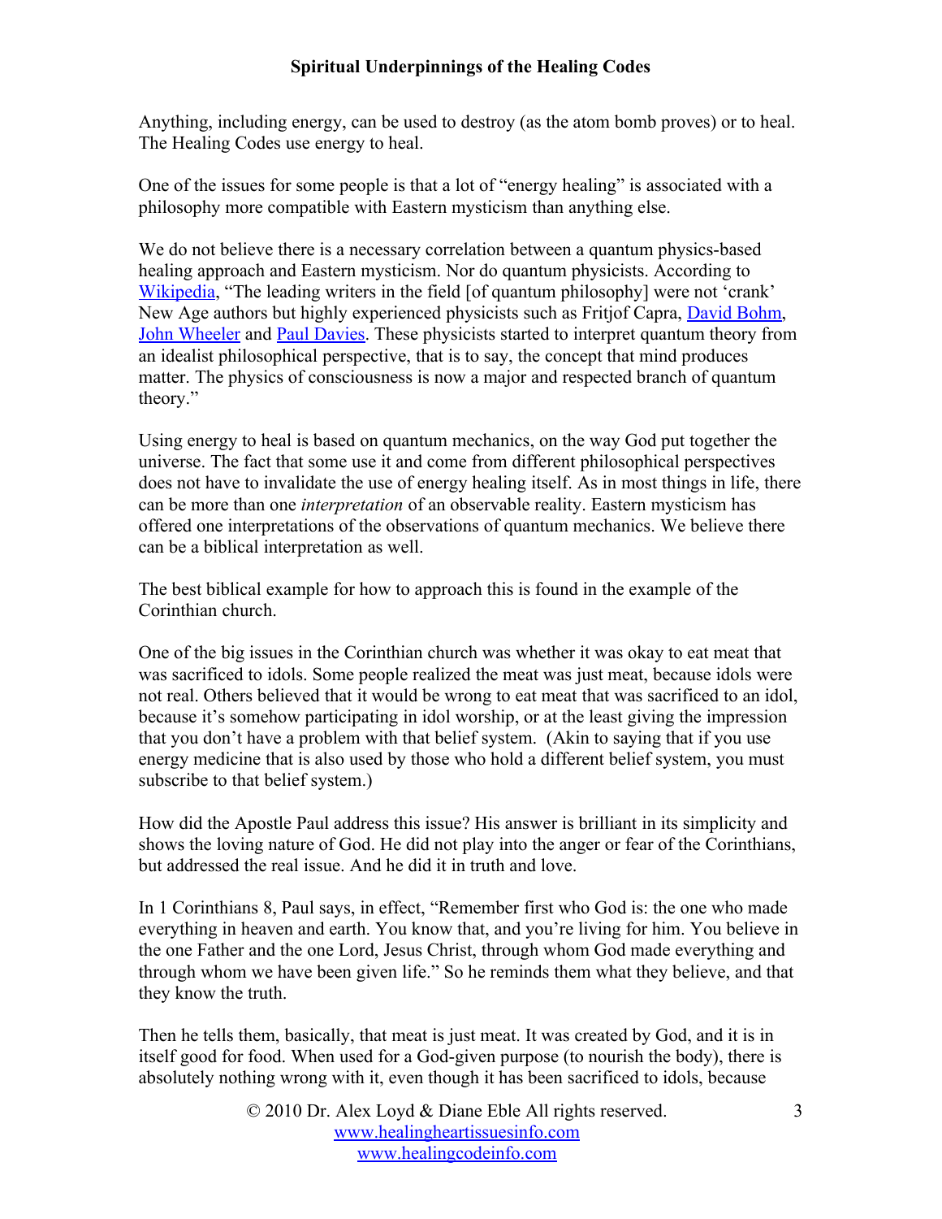Anything, including energy, can be used to destroy (as the atom bomb proves) or to heal. The Healing Codes use energy to heal.

One of the issues for some people is that a lot of "energy healing" is associated with a philosophy more compatible with Eastern mysticism than anything else.

We do not believe there is a necessary correlation between a quantum physics-based healing approach and Eastern mysticism. Nor do quantum physicists. According to Wikipedia, "The leading writers in the field [of quantum philosophy] were not 'crank' New Age authors but highly experienced physicists such as Fritjof Capra, David Bohm, John Wheeler and Paul Davies. These physicists started to interpret quantum theory from an idealist philosophical perspective, that is to say, the concept that mind produces matter. The physics of consciousness is now a major and respected branch of quantum theory."

Using energy to heal is based on quantum mechanics, on the way God put together the universe. The fact that some use it and come from different philosophical perspectives does not have to invalidate the use of energy healing itself. As in most things in life, there can be more than one *interpretation* of an observable reality. Eastern mysticism has offered one interpretations of the observations of quantum mechanics. We believe there can be a biblical interpretation as well.

The best biblical example for how to approach this is found in the example of the Corinthian church.

One of the big issues in the Corinthian church was whether it was okay to eat meat that was sacrificed to idols. Some people realized the meat was just meat, because idols were not real. Others believed that it would be wrong to eat meat that was sacrificed to an idol, because it's somehow participating in idol worship, or at the least giving the impression that you don't have a problem with that belief system. (Akin to saying that if you use energy medicine that is also used by those who hold a different belief system, you must subscribe to that belief system.)

How did the Apostle Paul address this issue? His answer is brilliant in its simplicity and shows the loving nature of God. He did not play into the anger or fear of the Corinthians, but addressed the real issue. And he did it in truth and love.

In 1 Corinthians 8, Paul says, in effect, "Remember first who God is: the one who made everything in heaven and earth. You know that, and you're living for him. You believe in the one Father and the one Lord, Jesus Christ, through whom God made everything and through whom we have been given life." So he reminds them what they believe, and that they know the truth.

Then he tells them, basically, that meat is just meat. It was created by God, and it is in itself good for food. When used for a God-given purpose (to nourish the body), there is absolutely nothing wrong with it, even though it has been sacrificed to idols, because

© 2010 Dr. Alex Loyd & Diane Eble All rights reserved.
www.healingheartissuesinfo.com
www.healingcodeinfo.com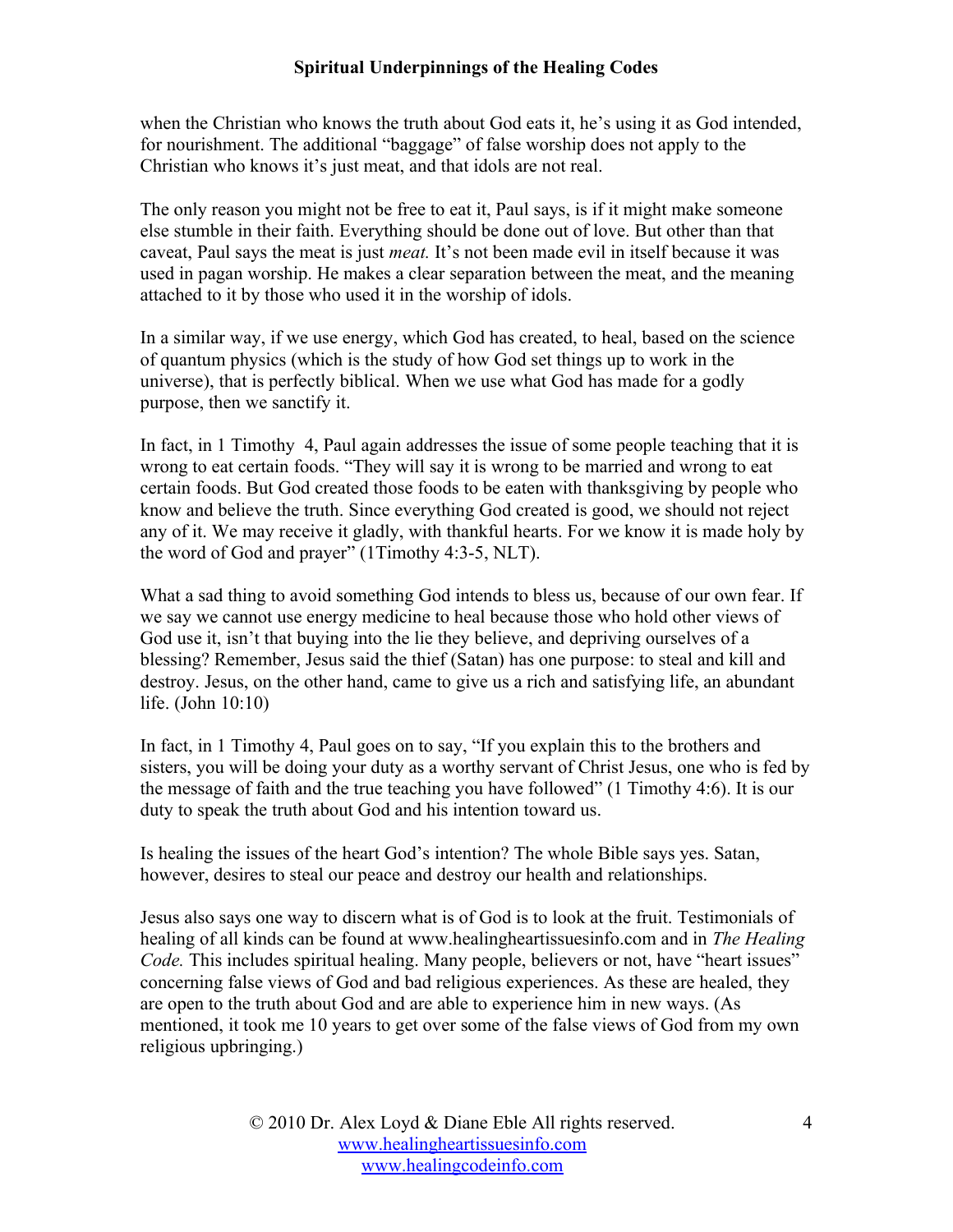when the Christian who knows the truth about God eats it, he's using it as God intended, for nourishment. The additional "baggage" of false worship does not apply to the Christian who knows it's just meat, and that idols are not real.

The only reason you might not be free to eat it, Paul says, is if it might make someone else stumble in their faith. Everything should be done out of love. But other than that caveat, Paul says the meat is just *meat.* It's not been made evil in itself because it was used in pagan worship. He makes a clear separation between the meat, and the meaning attached to it by those who used it in the worship of idols.

In a similar way, if we use energy, which God has created, to heal, based on the science of quantum physics (which is the study of how God set things up to work in the universe), that is perfectly biblical. When we use what God has made for a godly purpose, then we sanctify it.

In fact, in 1 Timothy 4, Paul again addresses the issue of some people teaching that it is wrong to eat certain foods. "They will say it is wrong to be married and wrong to eat certain foods. But God created those foods to be eaten with thanksgiving by people who know and believe the truth. Since everything God created is good, we should not reject any of it. We may receive it gladly, with thankful hearts. For we know it is made holy by the word of God and prayer" (1Timothy 4:3-5, NLT).

What a sad thing to avoid something God intends to bless us, because of our own fear. If we say we cannot use energy medicine to heal because those who hold other views of God use it, isn't that buying into the lie they believe, and depriving ourselves of a blessing? Remember, Jesus said the thief (Satan) has one purpose: to steal and kill and destroy. Jesus, on the other hand, came to give us a rich and satisfying life, an abundant life. (John 10:10)

In fact, in 1 Timothy 4, Paul goes on to say, "If you explain this to the brothers and sisters, you will be doing your duty as a worthy servant of Christ Jesus, one who is fed by the message of faith and the true teaching you have followed" (1 Timothy 4:6). It is our duty to speak the truth about God and his intention toward us.

Is healing the issues of the heart God's intention? The whole Bible says yes. Satan, however, desires to steal our peace and destroy our health and relationships.

Jesus also says one way to discern what is of God is to look at the fruit. Testimonials of healing of all kinds can be found at www.healingheartissuesinfo.com and in *The Healing Code.* This includes spiritual healing. Many people, believers or not, have "heart issues" concerning false views of God and bad religious experiences. As these are healed, they are open to the truth about God and are able to experience him in new ways. (As mentioned, it took me 10 years to get over some of the false views of God from my own religious upbringing.)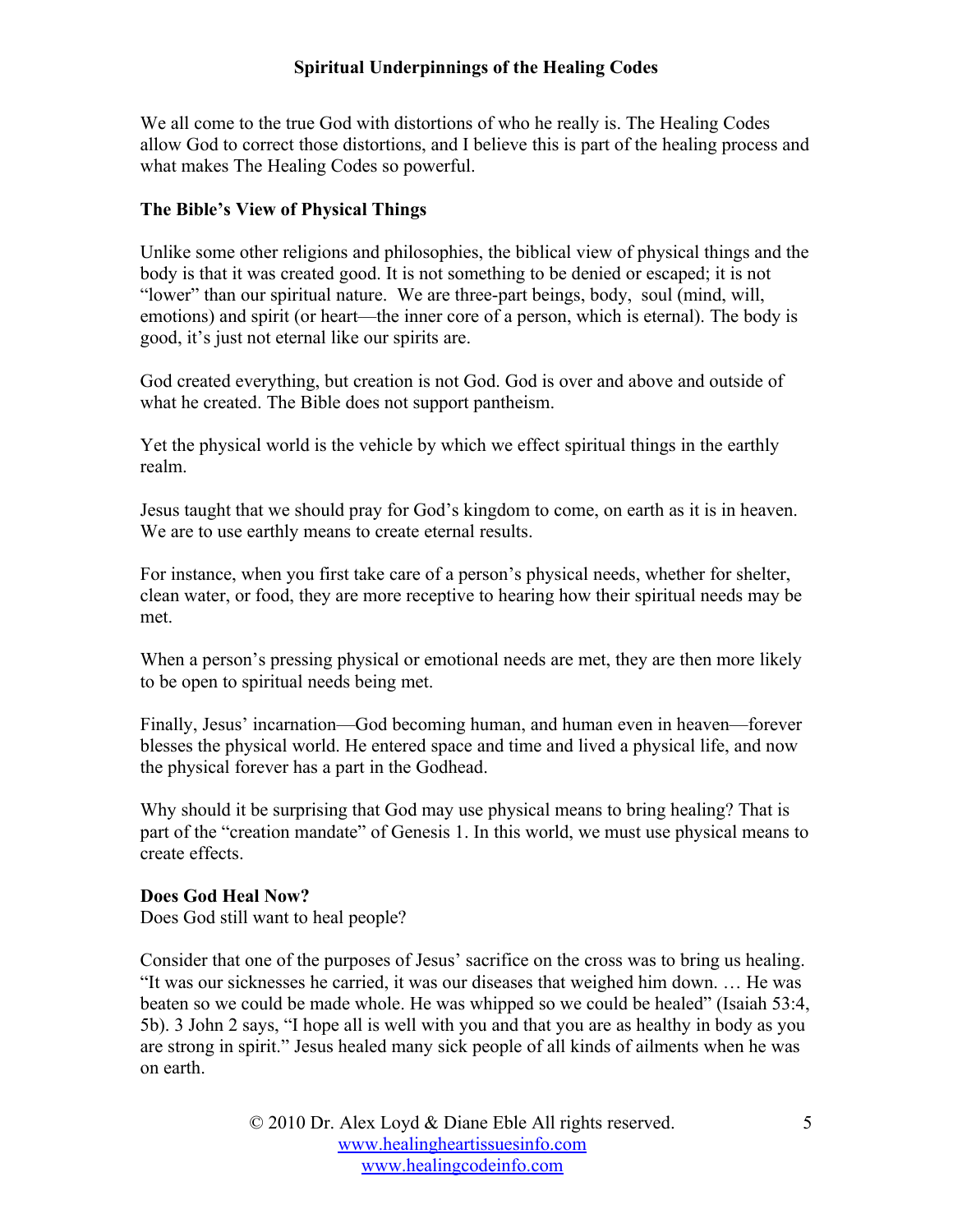We all come to the true God with distortions of who he really is. The Healing Codes allow God to correct those distortions, and I believe this is part of the healing process and what makes The Healing Codes so powerful.

**The Bible's View of Physical Things**

Unlike some other religions and philosophies, the biblical view of physical things and the body is that it was created good. It is not something to be denied or escaped; it is not "lower" than our spiritual nature. We are three-part beings, body, soul (mind, will, emotions) and spirit (or heart—the inner core of a person, which is eternal). The body is good, it's just not eternal like our spirits are.

God created everything, but creation is not God. God is over and above and outside of what he created. The Bible does not support pantheism.

Yet the physical world is the vehicle by which we effect spiritual things in the earthly realm.

Jesus taught that we should pray for God's kingdom to come, on earth as it is in heaven. We are to use earthly means to create eternal results.

For instance, when you first take care of a person's physical needs, whether for shelter, clean water, or food, they are more receptive to hearing how their spiritual needs may be met.

When a person's pressing physical or emotional needs are met, they are then more likely to be open to spiritual needs being met.

Finally, Jesus' incarnation—God becoming human, and human even in heaven—forever blesses the physical world. He entered space and time and lived a physical life, and now the physical forever has a part in the Godhead.

Why should it be surprising that God may use physical means to bring healing? That is part of the "creation mandate" of Genesis 1. In this world, we must use physical means to create effects.

**Does God Heal Now?**

Does God still want to heal people?

Consider that one of the purposes of Jesus' sacrifice on the cross was to bring us healing. "It was our sicknesses he carried, it was our diseases that weighed him down. … He was beaten so we could be made whole. He was whipped so we could be healed" (Isaiah 53:4, 5b). 3 John 2 says, "I hope all is well with you and that you are as healthy in body as you are strong in spirit." Jesus healed many sick people of all kinds of ailments when he was on earth.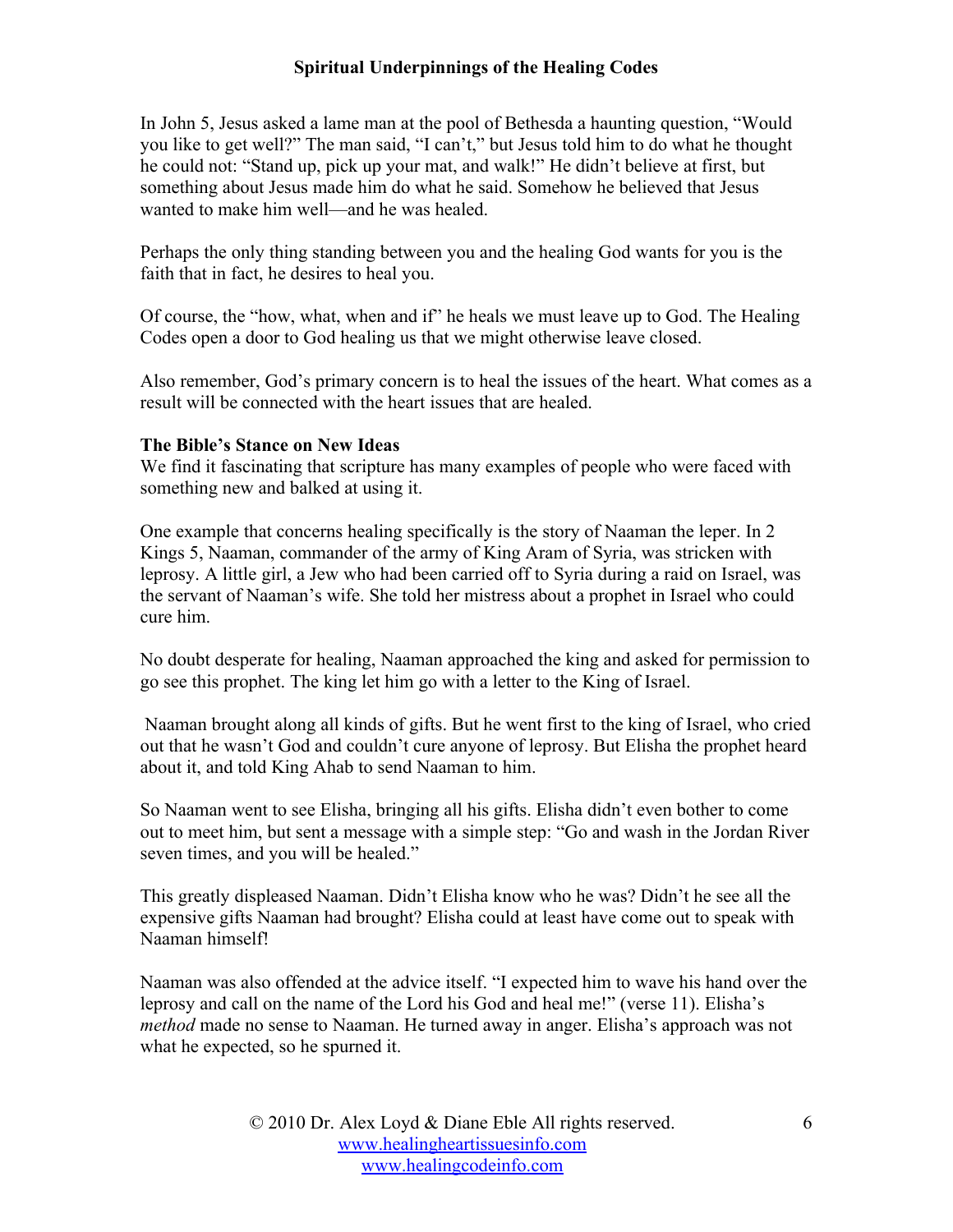In John 5, Jesus asked a lame man at the pool of Bethesda a haunting question, "Would you like to get well?" The man said, "I can't," but Jesus told him to do what he thought he could not: "Stand up, pick up your mat, and walk!" He didn't believe at first, but something about Jesus made him do what he said. Somehow he believed that Jesus wanted to make him well—and he was healed.

Perhaps the only thing standing between you and the healing God wants for you is the faith that in fact, he desires to heal you.

Of course, the "how, what, when and if" he heals we must leave up to God. The Healing Codes open a door to God healing us that we might otherwise leave closed.

Also remember, God's primary concern is to heal the issues of the heart. What comes as a result will be connected with the heart issues that are healed.

**The Bible's Stance on New Ideas**

We find it fascinating that scripture has many examples of people who were faced with something new and balked at using it.

One example that concerns healing specifically is the story of Naaman the leper. In 2 Kings 5, Naaman, commander of the army of King Aram of Syria, was stricken with leprosy. A little girl, a Jew who had been carried off to Syria during a raid on Israel, was the servant of Naaman's wife. She told her mistress about a prophet in Israel who could cure him.

No doubt desperate for healing, Naaman approached the king and asked for permission to go see this prophet. The king let him go with a letter to the King of Israel.

Naaman brought along all kinds of gifts. But he went first to the king of Israel, who cried out that he wasn't God and couldn't cure anyone of leprosy. But Elisha the prophet heard about it, and told King Ahab to send Naaman to him.

So Naaman went to see Elisha, bringing all his gifts. Elisha didn't even bother to come out to meet him, but sent a message with a simple step: "Go and wash in the Jordan River seven times, and you will be healed."

This greatly displeased Naaman. Didn't Elisha know who he was? Didn't he see all the expensive gifts Naaman had brought? Elisha could at least have come out to speak with Naaman himself!

Naaman was also offended at the advice itself. "I expected him to wave his hand over the leprosy and call on the name of the Lord his God and heal me!" (verse 11). Elisha's *method* made no sense to Naaman. He turned away in anger. Elisha's approach was not what he expected, so he spurned it.

© 2010 Dr. Alex Loyd & Diane Eble All rights reserved.
www.healingheartissuesinfo.com
www.healingcodeinfo.com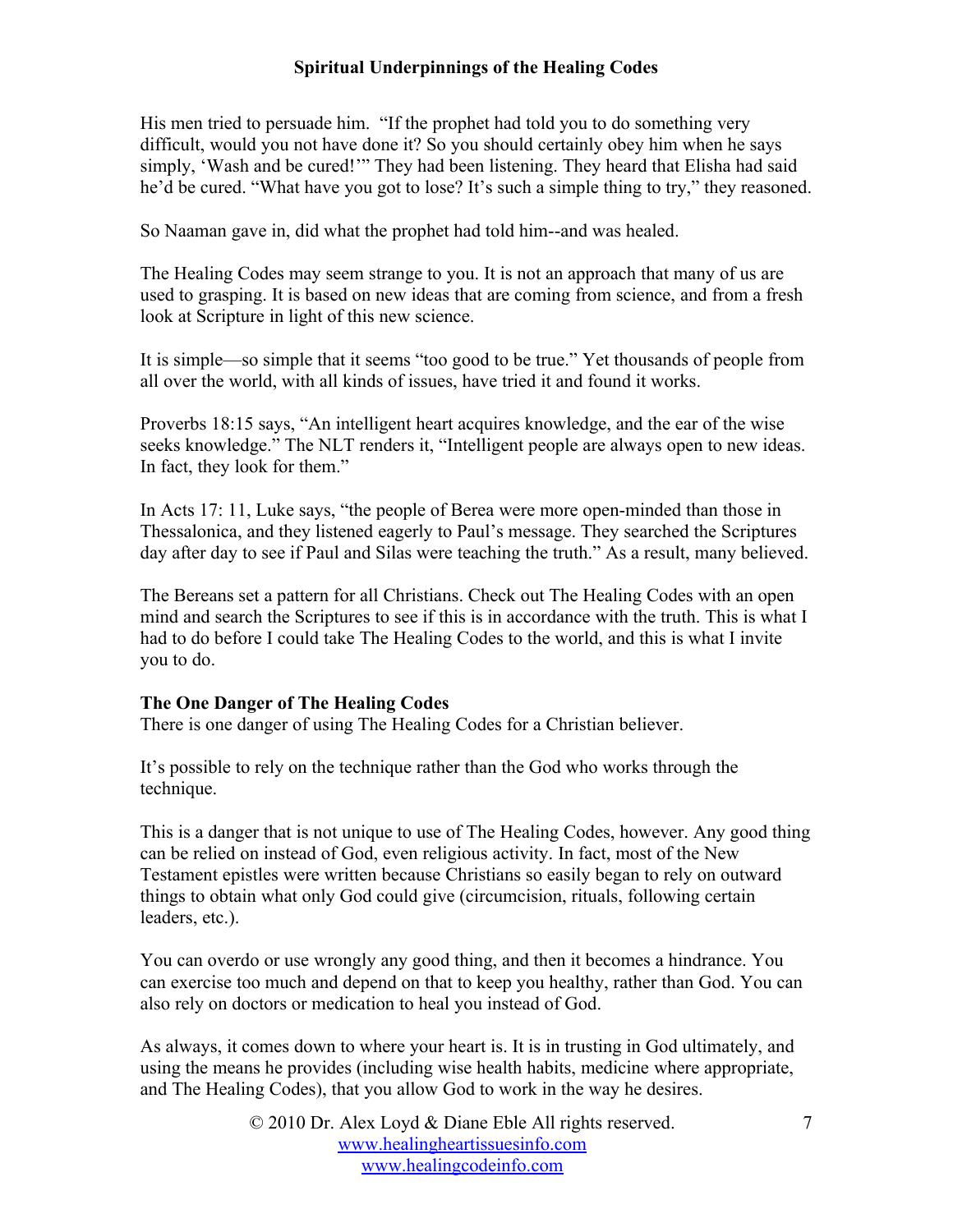His men tried to persuade him. "If the prophet had told you to do something very difficult, would you not have done it? So you should certainly obey him when he says simply, 'Wash and be cured!'" They had been listening. They heard that Elisha had said he'd be cured. "What have you got to lose? It's such a simple thing to try," they reasoned.

So Naaman gave in, did what the prophet had told him--and was healed.

The Healing Codes may seem strange to you. It is not an approach that many of us are used to grasping. It is based on new ideas that are coming from science, and from a fresh look at Scripture in light of this new science.

It is simple—so simple that it seems "too good to be true." Yet thousands of people from all over the world, with all kinds of issues, have tried it and found it works.

Proverbs 18:15 says, "An intelligent heart acquires knowledge, and the ear of the wise seeks knowledge." The NLT renders it, "Intelligent people are always open to new ideas. In fact, they look for them."

In Acts 17: 11, Luke says, "the people of Berea were more open-minded than those in Thessalonica, and they listened eagerly to Paul's message. They searched the Scriptures day after day to see if Paul and Silas were teaching the truth." As a result, many believed.

The Bereans set a pattern for all Christians. Check out The Healing Codes with an open mind and search the Scriptures to see if this is in accordance with the truth. This is what I had to do before I could take The Healing Codes to the world, and this is what I invite you to do.

**The One Danger of The Healing Codes**

There is one danger of using The Healing Codes for a Christian believer.

It's possible to rely on the technique rather than the God who works through the technique.

This is a danger that is not unique to use of The Healing Codes, however. Any good thing can be relied on instead of God, even religious activity. In fact, most of the New Testament epistles were written because Christians so easily began to rely on outward things to obtain what only God could give (circumcision, rituals, following certain leaders, etc.).

You can overdo or use wrongly any good thing, and then it becomes a hindrance. You can exercise too much and depend on that to keep you healthy, rather than God. You can also rely on doctors or medication to heal you instead of God.

As always, it comes down to where your heart is. It is in trusting in God ultimately, and using the means he provides (including wise health habits, medicine where appropriate, and The Healing Codes), that you allow God to work in the way he desires.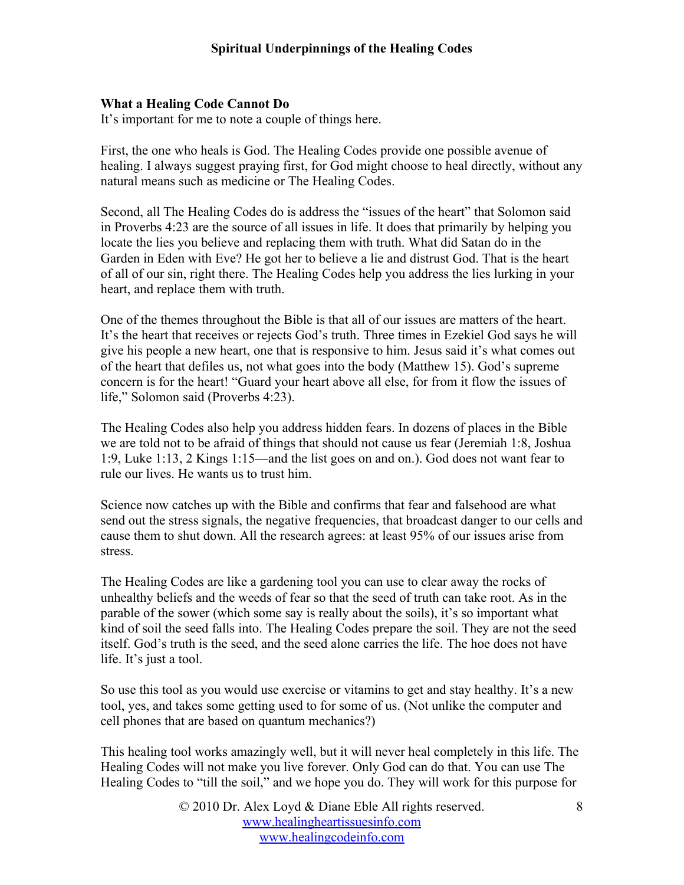### What a Healing Code Cannot Do

It's important for me to note a couple of things here.

First, the one who heals is God. The Healing Codes provide one possible avenue of healing. I always suggest praying first, for God might choose to heal directly, without any natural means such as medicine or The Healing Codes.

Second, all The Healing Codes do is address the "issues of the heart" that Solomon said in Proverbs 4:23 are the source of all issues in life. It does that primarily by helping you locate the lies you believe and replacing them with truth. What did Satan do in the Garden in Eden with Eve? He got her to believe a lie and distrust God. That is the heart of all of our sin, right there. The Healing Codes help you address the lies lurking in your heart, and replace them with truth.

One of the themes throughout the Bible is that all of our issues are matters of the heart. It's the heart that receives or rejects God's truth. Three times in Ezekiel God says he will give his people a new heart, one that is responsive to him. Jesus said it's what comes out of the heart that defiles us, not what goes into the body (Matthew 15). God's supreme concern is for the heart! "Guard your heart above all else, for from it flow the issues of life," Solomon said (Proverbs 4:23).

The Healing Codes also help you address hidden fears. In dozens of places in the Bible we are told not to be afraid of things that should not cause us fear (Jeremiah 1:8, Joshua 1:9, Luke 1:13, 2 Kings 1:15—and the list goes on and on.). God does not want fear to rule our lives. He wants us to trust him.

Science now catches up with the Bible and confirms that fear and falsehood are what send out the stress signals, the negative frequencies, that broadcast danger to our cells and cause them to shut down. All the research agrees: at least 95% of our issues arise from stress.

The Healing Codes are like a gardening tool you can use to clear away the rocks of unhealthy beliefs and the weeds of fear so that the seed of truth can take root. As in the parable of the sower (which some say is really about the soils), it's so important what kind of soil the seed falls into. The Healing Codes prepare the soil. They are not the seed itself. God's truth is the seed, and the seed alone carries the life. The hoe does not have life. It's just a tool.

So use this tool as you would use exercise or vitamins to get and stay healthy. It's a new tool, yes, and takes some getting used to for some of us. (Not unlike the computer and cell phones that are based on quantum mechanics?)

This healing tool works amazingly well, but it will never heal completely in this life. The Healing Codes will not make you live forever. Only God can do that. You can use The Healing Codes to "till the soil," and we hope you do. They will work for this purpose for

© 2010 Dr. Alex Loyd & Diane Eble All rights reserved.
www.healingheartissuesinfo.com
www.healingcodeinfo.com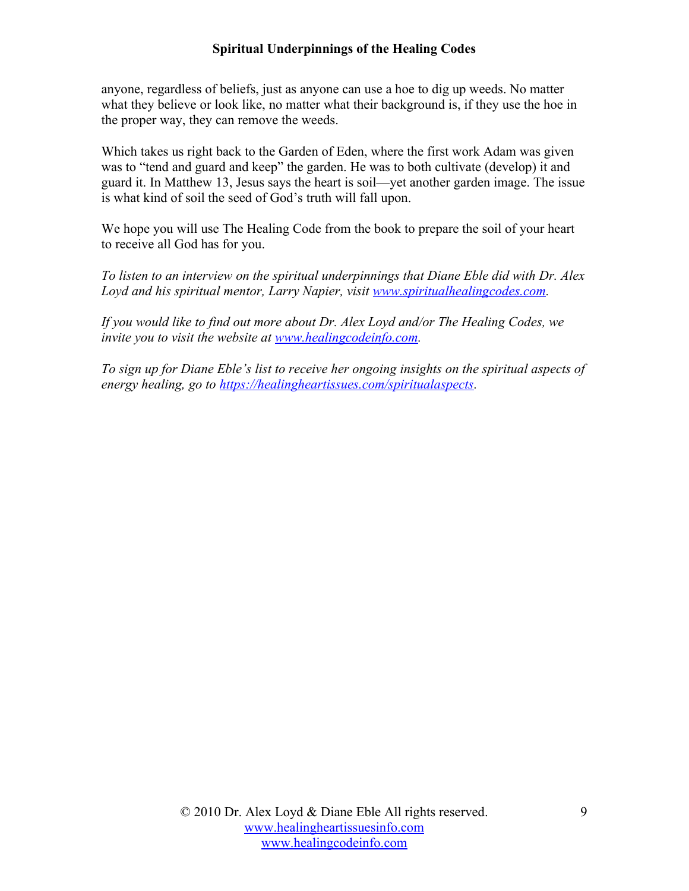anyone, regardless of beliefs, just as anyone can use a hoe to dig up weeds. No matter what they believe or look like, no matter what their background is, if they use the hoe in the proper way, they can remove the weeds.

Which takes us right back to the Garden of Eden, where the first work Adam was given was to “tend and guard and keep” the garden. He was to both cultivate (develop) it and guard it. In Matthew 13, Jesus says the heart is soil—yet another garden image. The issue is what kind of soil the seed of God’s truth will fall upon.

We hope you will use The Healing Code from the book to prepare the soil of your heart to receive all God has for you.

*To listen to an interview on the spiritual underpinnings that Diane Eble did with Dr. Alex Loyd and his spiritual mentor, Larry Napier, visit [www.spiritualhealingcodes.com](www.spiritualhealingcodes.com).*

*If you would like to find out more about Dr. Alex Loyd and/or The Healing Codes, we invite you to visit the website at [www.healingcodeinfo.com](www.healingcodeinfo.com).*

*To sign up for Diane Eble’s list to receive her ongoing insights on the spiritual aspects of energy healing, go to [https://healingheartissues.com/spiritualaspects](https://healingheartissues.com/spiritualaspects).*

© 2010 Dr. Alex Loyd & Diane Eble All rights reserved.
www.healingheartissuesinfo.com
www.healingcodeinfo.com